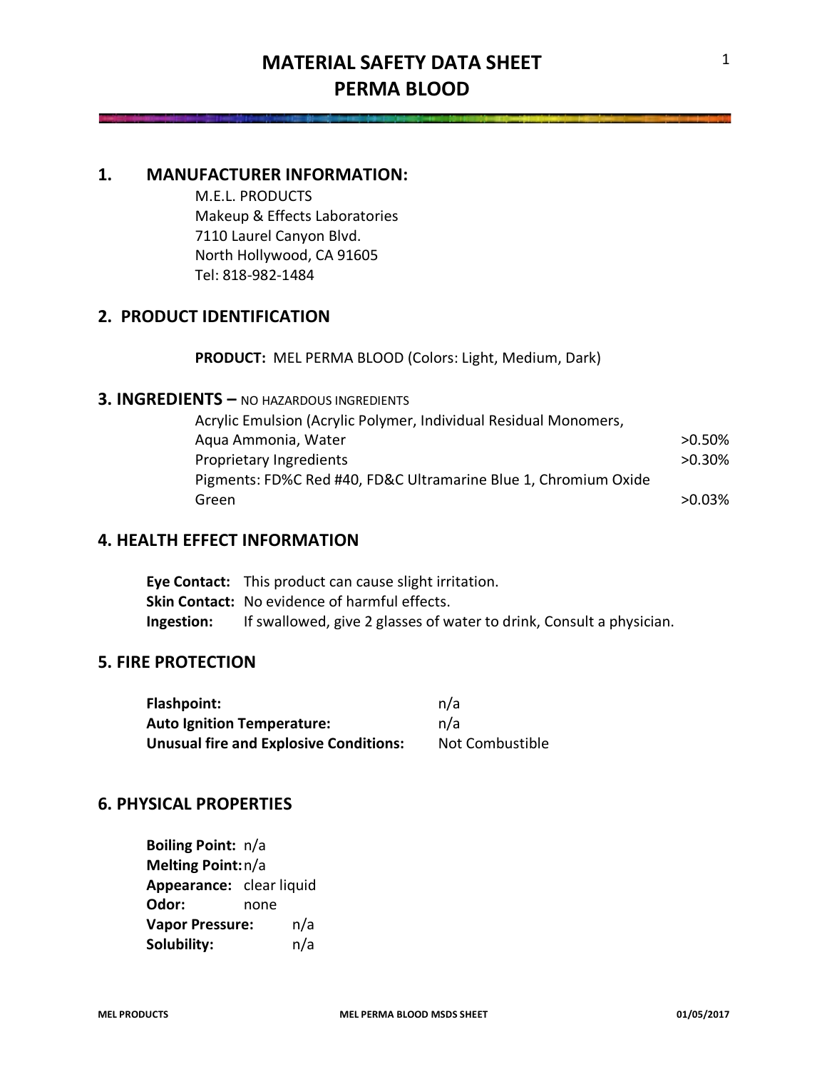# MATERIAL SAFETY DATA SHEET
# PERMA BLOOD

## 1. MANUFACTURER INFORMATION:

M.E.L. PRODUCTS
Makeup & Effects Laboratories
7110 Laurel Canyon Blvd.
North Hollywood, CA 91605
Tel: 818-982-1484

## 2. PRODUCT IDENTIFICATION

**PRODUCT:** MEL PERMA BLOOD (Colors: Light, Medium, Dark)

## 3. INGREDIENTS – NO HAZARDOUS INGREDIENTS

| Ingredient | % |
|---|---|
| Acrylic Emulsion (Acrylic Polymer, Individual Residual Monomers, Aqua Ammonia, Water | >0.50% |
| Proprietary Ingredients | >0.30% |
| Pigments: FD%C Red #40, FD&C Ultramarine Blue 1, Chromium Oxide Green | >0.03% |

## 4. HEALTH EFFECT INFORMATION

**Eye Contact:** This product can cause slight irritation.
**Skin Contact:** No evidence of harmful effects.
**Ingestion:** If swallowed, give 2 glasses of water to drink, Consult a physician.

## 5. FIRE PROTECTION

**Flashpoint:** n/a
**Auto Ignition Temperature:** n/a
**Unusual fire and Explosive Conditions:** Not Combustible

## 6. PHYSICAL PROPERTIES

**Boiling Point:** n/a
**Melting Point:** n/a
**Appearance:** clear liquid
**Odor:** none
**Vapor Pressure:** n/a
**Solubility:** n/a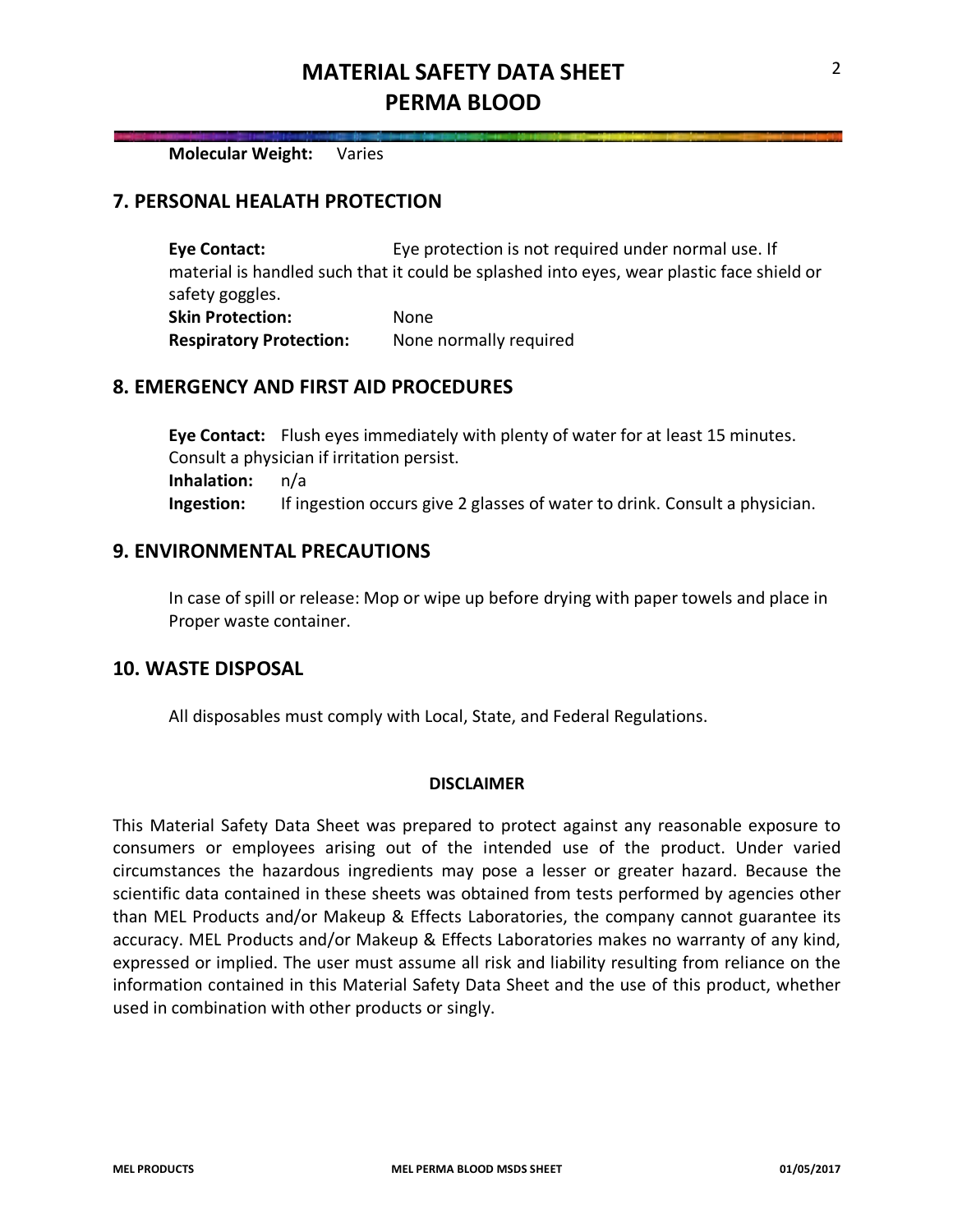**Molecular Weight:** Varies

## 7. PERSONAL HEALATH PROTECTION

**Eye Contact:** Eye protection is not required under normal use. If material is handled such that it could be splashed into eyes, wear plastic face shield or safety goggles.

**Skin Protection:** None

**Respiratory Protection:** None normally required

## 8. EMERGENCY AND FIRST AID PROCEDURES

**Eye Contact:** Flush eyes immediately with plenty of water for at least 15 minutes. Consult a physician if irritation persist.

**Inhalation:** n/a

**Ingestion:** If ingestion occurs give 2 glasses of water to drink. Consult a physician.

## 9. ENVIRONMENTAL PRECAUTIONS

In case of spill or release: Mop or wipe up before drying with paper towels and place in Proper waste container.

## 10. WASTE DISPOSAL

All disposables must comply with Local, State, and Federal Regulations.

**DISCLAIMER**

This Material Safety Data Sheet was prepared to protect against any reasonable exposure to consumers or employees arising out of the intended use of the product. Under varied circumstances the hazardous ingredients may pose a lesser or greater hazard. Because the scientific data contained in these sheets was obtained from tests performed by agencies other than MEL Products and/or Makeup & Effects Laboratories, the company cannot guarantee its accuracy. MEL Products and/or Makeup & Effects Laboratories makes no warranty of any kind, expressed or implied. The user must assume all risk and liability resulting from reliance on the information contained in this Material Safety Data Sheet and the use of this product, whether used in combination with other products or singly.